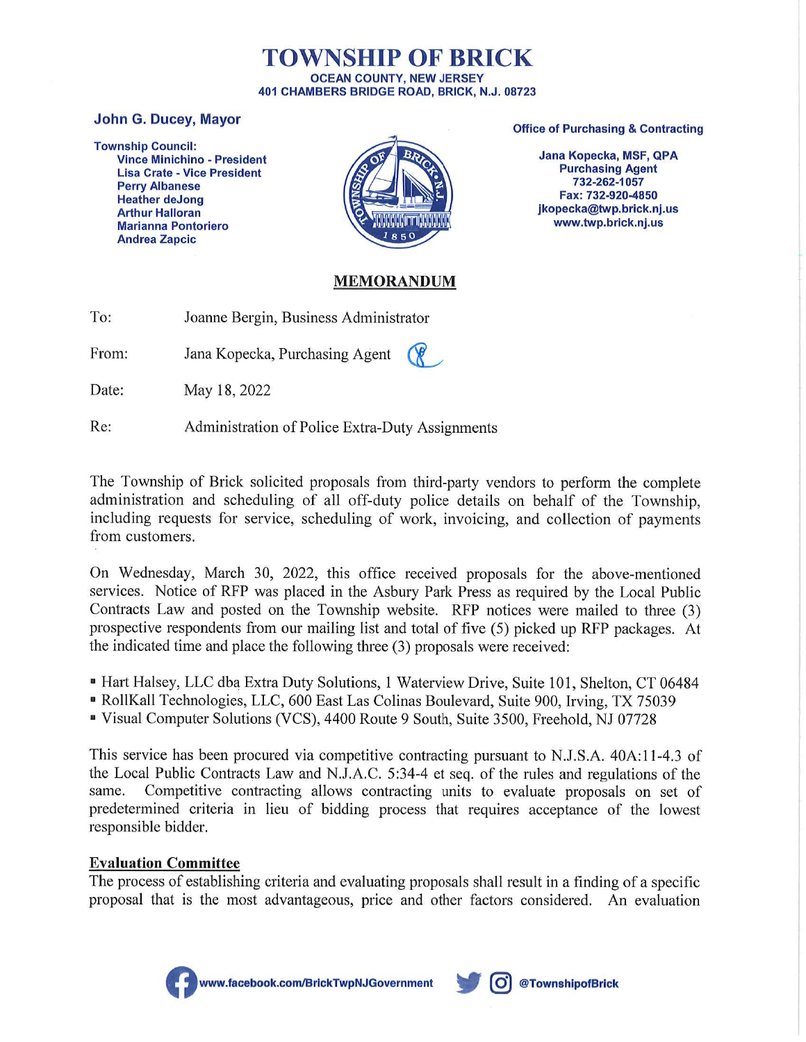# TOWNSHIP OF BRICK

**OCEAN COUNTY, NEW JERSEY**
**401 CHAMBERS BRIDGE ROAD, BRICK, N.J. 08723**

**John G. Ducey, Mayor**

**Township Council:**
**Vince Minichino - President**
**Lisa Crate - Vice President**
**Perry Albanese**
**Heather deJong**
**Arthur Halloran**
**Marianna Pontoriero**
**Andrea Zapcic**

**Office of Purchasing & Contracting**

**Jana Kopecka, MSF, QPA**
**Purchasing Agent**
**732-262-1057**
**Fax: 732-920-4850**
**jkopecka@twp.brick.nj.us**
**www.twp.brick.nj.us**

## MEMORANDUM

To: Joanne Bergin, Business Administrator

From: Jana Kopecka, Purchasing Agent

Date: May 18, 2022

Re: Administration of Police Extra-Duty Assignments

The Township of Brick solicited proposals from third-party vendors to perform the complete administration and scheduling of all off-duty police details on behalf of the Township, including requests for service, scheduling of work, invoicing, and collection of payments from customers.

On Wednesday, March 30, 2022, this office received proposals for the above-mentioned services. Notice of RFP was placed in the Asbury Park Press as required by the Local Public Contracts Law and posted on the Township website. RFP notices were mailed to three (3) prospective respondents from our mailing list and total of five (5) picked up RFP packages. At the indicated time and place the following three (3) proposals were received:

- Hart Halsey, LLC dba Extra Duty Solutions, 1 Waterview Drive, Suite 101, Shelton, CT 06484
- RollKall Technologies, LLC, 600 East Las Colinas Boulevard, Suite 900, Irving, TX 75039
- Visual Computer Solutions (VCS), 4400 Route 9 South, Suite 3500, Freehold, NJ 07728

This service has been procured via competitive contracting pursuant to N.J.S.A. 40A:11-4.3 of the Local Public Contracts Law and N.J.A.C. 5:34-4 et seq. of the rules and regulations of the same. Competitive contracting allows contracting units to evaluate proposals on set of predetermined criteria in lieu of bidding process that requires acceptance of the lowest responsible bidder.

### Evaluation Committee

The process of establishing criteria and evaluating proposals shall result in a finding of a specific proposal that is the most advantageous, price and other factors considered. An evaluation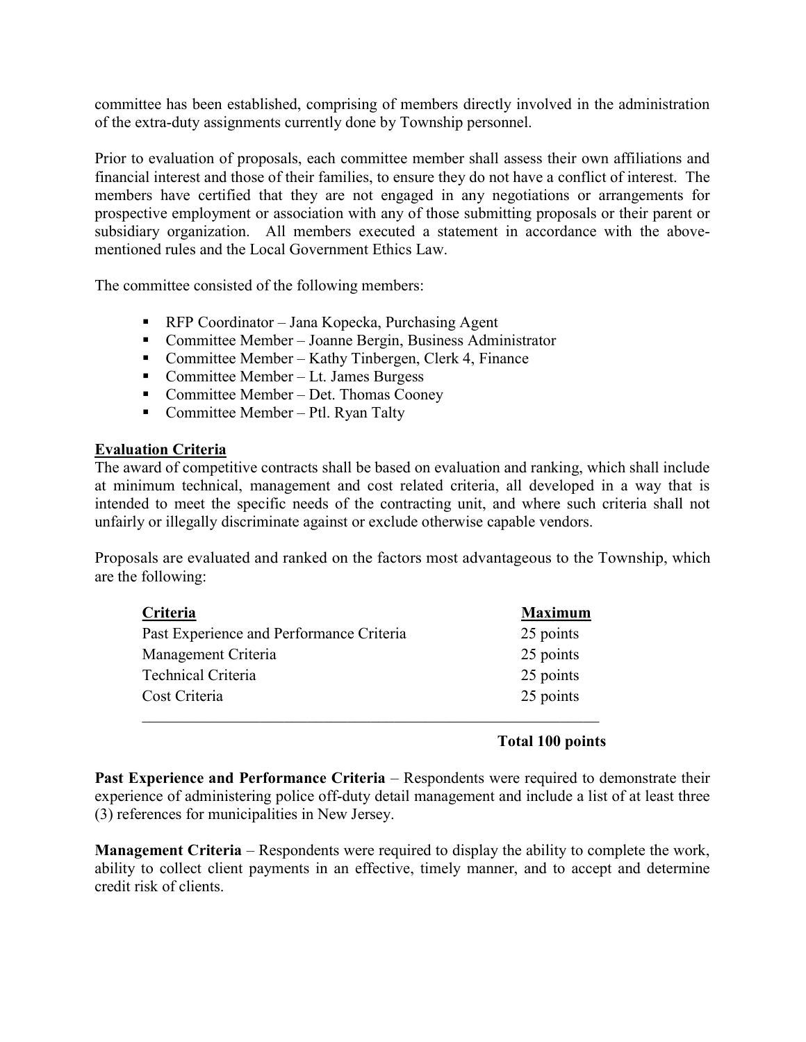committee has been established, comprising of members directly involved in the administration of the extra-duty assignments currently done by Township personnel.

Prior to evaluation of proposals, each committee member shall assess their own affiliations and financial interest and those of their families, to ensure they do not have a conflict of interest. The members have certified that they are not engaged in any negotiations or arrangements for prospective employment or association with any of those submitting proposals or their parent or subsidiary organization. All members executed a statement in accordance with the above-mentioned rules and the Local Government Ethics Law.

The committee consisted of the following members:

- RFP Coordinator – Jana Kopecka, Purchasing Agent
- Committee Member – Joanne Bergin, Business Administrator
- Committee Member – Kathy Tinbergen, Clerk 4, Finance
- Committee Member – Lt. James Burgess
- Committee Member – Det. Thomas Cooney
- Committee Member – Ptl. Ryan Talty

**Evaluation Criteria**

The award of competitive contracts shall be based on evaluation and ranking, which shall include at minimum technical, management and cost related criteria, all developed in a way that is intended to meet the specific needs of the contracting unit, and where such criteria shall not unfairly or illegally discriminate against or exclude otherwise capable vendors.

Proposals are evaluated and ranked on the factors most advantageous to the Township, which are the following:

| Criteria | Maximum |
|---|---|
| Past Experience and Performance Criteria | 25 points |
| Management Criteria | 25 points |
| Technical Criteria | 25 points |
| Cost Criteria | 25 points |
| | **Total 100 points** |

**Past Experience and Performance Criteria** – Respondents were required to demonstrate their experience of administering police off-duty detail management and include a list of at least three (3) references for municipalities in New Jersey.

**Management Criteria** – Respondents were required to display the ability to complete the work, ability to collect client payments in an effective, timely manner, and to accept and determine credit risk of clients.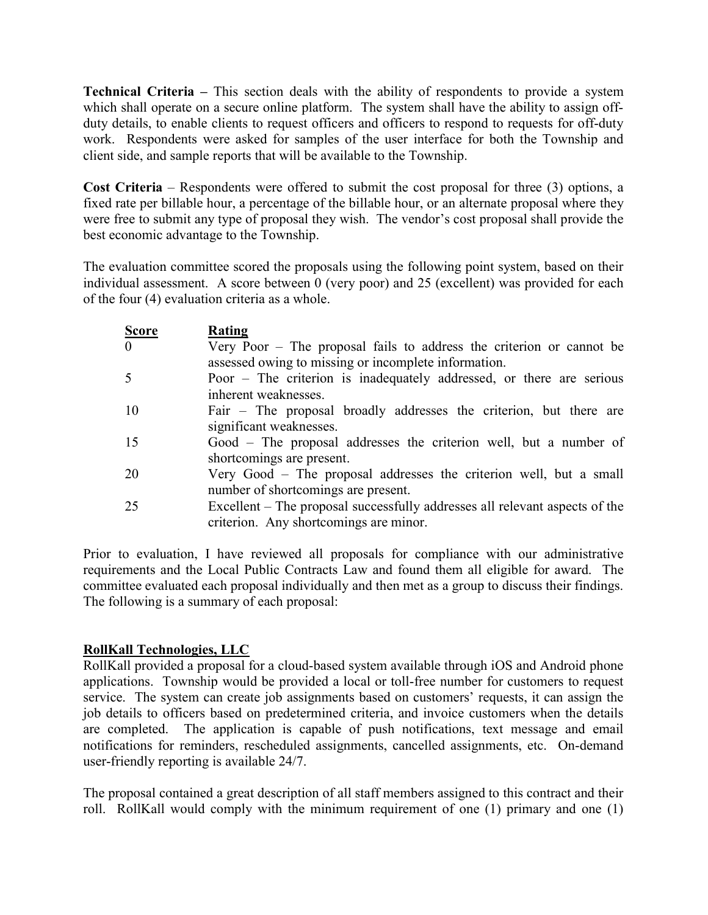**Technical Criteria –** This section deals with the ability of respondents to provide a system which shall operate on a secure online platform. The system shall have the ability to assign off-duty details, to enable clients to request officers and officers to respond to requests for off-duty work. Respondents were asked for samples of the user interface for both the Township and client side, and sample reports that will be available to the Township.

**Cost Criteria** – Respondents were offered to submit the cost proposal for three (3) options, a fixed rate per billable hour, a percentage of the billable hour, or an alternate proposal where they were free to submit any type of proposal they wish. The vendor's cost proposal shall provide the best economic advantage to the Township.

The evaluation committee scored the proposals using the following point system, based on their individual assessment. A score between 0 (very poor) and 25 (excellent) was provided for each of the four (4) evaluation criteria as a whole.

| Score | Rating |
|---|---|
| 0 | Very Poor – The proposal fails to address the criterion or cannot be assessed owing to missing or incomplete information. |
| 5 | Poor – The criterion is inadequately addressed, or there are serious inherent weaknesses. |
| 10 | Fair – The proposal broadly addresses the criterion, but there are significant weaknesses. |
| 15 | Good – The proposal addresses the criterion well, but a number of shortcomings are present. |
| 20 | Very Good – The proposal addresses the criterion well, but a small number of shortcomings are present. |
| 25 | Excellent – The proposal successfully addresses all relevant aspects of the criterion. Any shortcomings are minor. |

Prior to evaluation, I have reviewed all proposals for compliance with our administrative requirements and the Local Public Contracts Law and found them all eligible for award. The committee evaluated each proposal individually and then met as a group to discuss their findings. The following is a summary of each proposal:

**RollKall Technologies, LLC**

RollKall provided a proposal for a cloud-based system available through iOS and Android phone applications. Township would be provided a local or toll-free number for customers to request service. The system can create job assignments based on customers' requests, it can assign the job details to officers based on predetermined criteria, and invoice customers when the details are completed. The application is capable of push notifications, text message and email notifications for reminders, rescheduled assignments, cancelled assignments, etc. On-demand user-friendly reporting is available 24/7.

The proposal contained a great description of all staff members assigned to this contract and their roll. RollKall would comply with the minimum requirement of one (1) primary and one (1)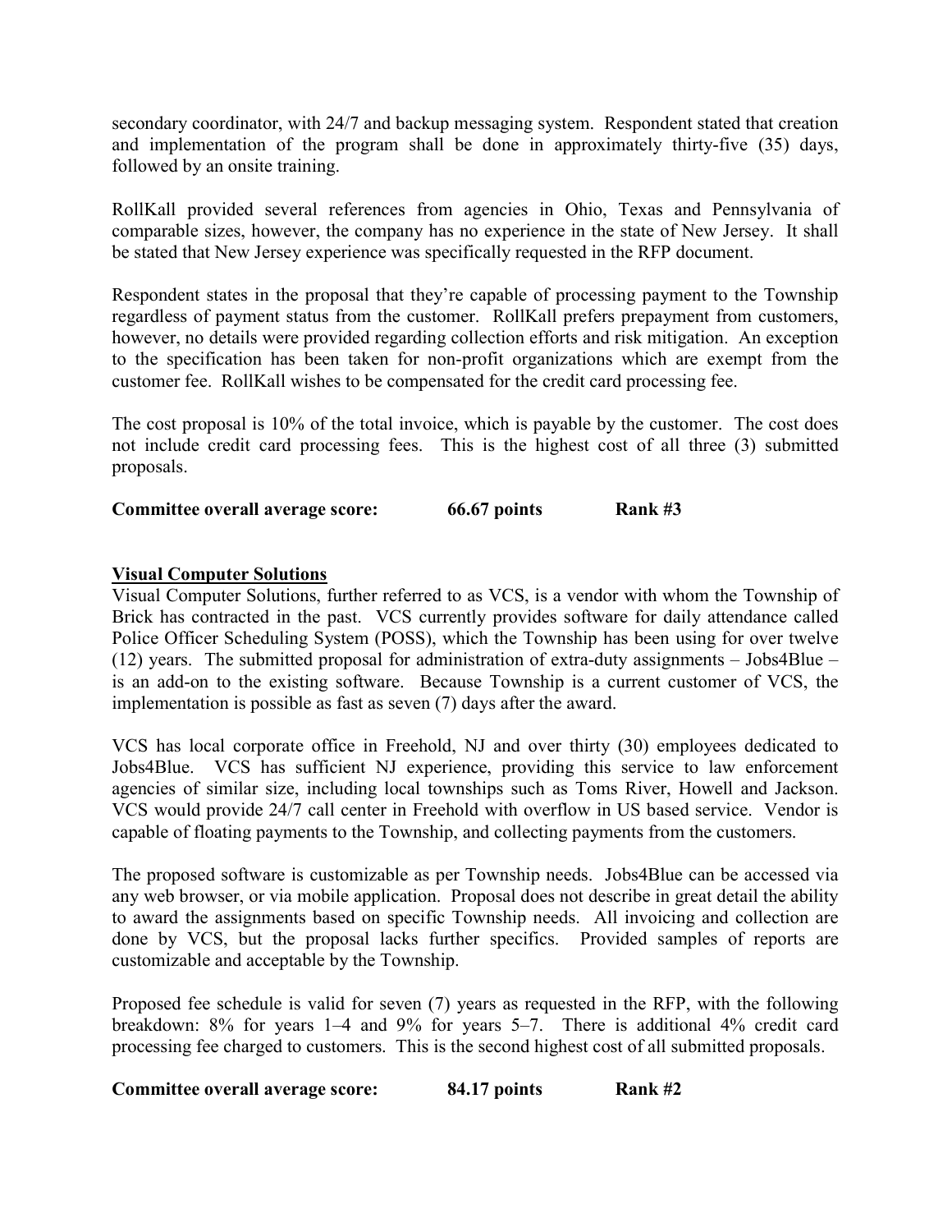secondary coordinator, with 24/7 and backup messaging system. Respondent stated that creation and implementation of the program shall be done in approximately thirty-five (35) days, followed by an onsite training.

RollKall provided several references from agencies in Ohio, Texas and Pennsylvania of comparable sizes, however, the company has no experience in the state of New Jersey. It shall be stated that New Jersey experience was specifically requested in the RFP document.

Respondent states in the proposal that they're capable of processing payment to the Township regardless of payment status from the customer. RollKall prefers prepayment from customers, however, no details were provided regarding collection efforts and risk mitigation. An exception to the specification has been taken for non-profit organizations which are exempt from the customer fee. RollKall wishes to be compensated for the credit card processing fee.

The cost proposal is 10% of the total invoice, which is payable by the customer. The cost does not include credit card processing fees. This is the highest cost of all three (3) submitted proposals.

**Committee overall average score: 66.67 points Rank #3**

**<u>Visual Computer Solutions</u>**

Visual Computer Solutions, further referred to as VCS, is a vendor with whom the Township of Brick has contracted in the past. VCS currently provides software for daily attendance called Police Officer Scheduling System (POSS), which the Township has been using for over twelve (12) years. The submitted proposal for administration of extra-duty assignments – Jobs4Blue – is an add-on to the existing software. Because Township is a current customer of VCS, the implementation is possible as fast as seven (7) days after the award.

VCS has local corporate office in Freehold, NJ and over thirty (30) employees dedicated to Jobs4Blue. VCS has sufficient NJ experience, providing this service to law enforcement agencies of similar size, including local townships such as Toms River, Howell and Jackson. VCS would provide 24/7 call center in Freehold with overflow in US based service. Vendor is capable of floating payments to the Township, and collecting payments from the customers.

The proposed software is customizable as per Township needs. Jobs4Blue can be accessed via any web browser, or via mobile application. Proposal does not describe in great detail the ability to award the assignments based on specific Township needs. All invoicing and collection are done by VCS, but the proposal lacks further specifics. Provided samples of reports are customizable and acceptable by the Township.

Proposed fee schedule is valid for seven (7) years as requested in the RFP, with the following breakdown: 8% for years 1–4 and 9% for years 5–7. There is additional 4% credit card processing fee charged to customers. This is the second highest cost of all submitted proposals.

**Committee overall average score: 84.17 points Rank #2**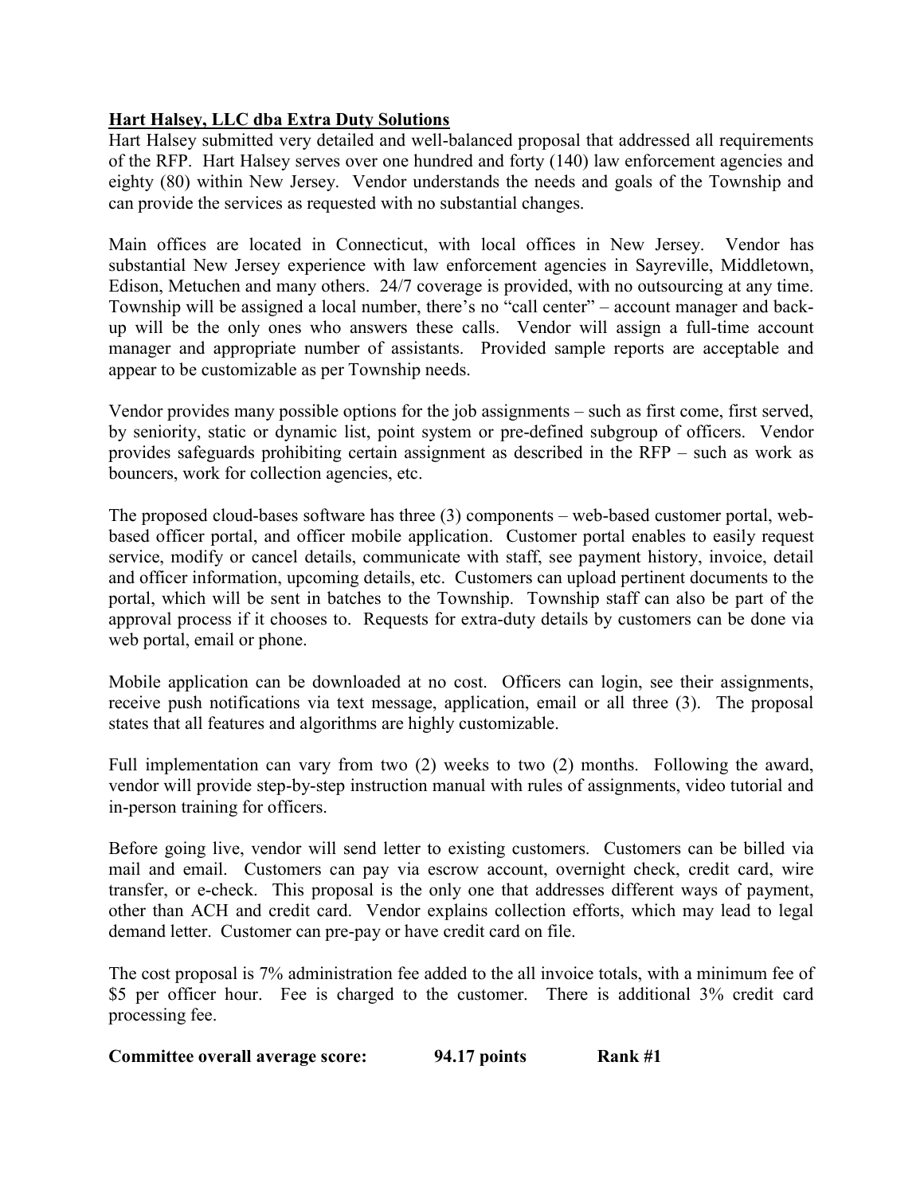**Hart Halsey, LLC dba Extra Duty Solutions**

Hart Halsey submitted very detailed and well-balanced proposal that addressed all requirements of the RFP. Hart Halsey serves over one hundred and forty (140) law enforcement agencies and eighty (80) within New Jersey. Vendor understands the needs and goals of the Township and can provide the services as requested with no substantial changes.

Main offices are located in Connecticut, with local offices in New Jersey. Vendor has substantial New Jersey experience with law enforcement agencies in Sayreville, Middletown, Edison, Metuchen and many others. 24/7 coverage is provided, with no outsourcing at any time. Township will be assigned a local number, there's no "call center" – account manager and back-up will be the only ones who answers these calls. Vendor will assign a full-time account manager and appropriate number of assistants. Provided sample reports are acceptable and appear to be customizable as per Township needs.

Vendor provides many possible options for the job assignments – such as first come, first served, by seniority, static or dynamic list, point system or pre-defined subgroup of officers. Vendor provides safeguards prohibiting certain assignment as described in the RFP – such as work as bouncers, work for collection agencies, etc.

The proposed cloud-bases software has three (3) components – web-based customer portal, web-based officer portal, and officer mobile application. Customer portal enables to easily request service, modify or cancel details, communicate with staff, see payment history, invoice, detail and officer information, upcoming details, etc. Customers can upload pertinent documents to the portal, which will be sent in batches to the Township. Township staff can also be part of the approval process if it chooses to. Requests for extra-duty details by customers can be done via web portal, email or phone.

Mobile application can be downloaded at no cost. Officers can login, see their assignments, receive push notifications via text message, application, email or all three (3). The proposal states that all features and algorithms are highly customizable.

Full implementation can vary from two (2) weeks to two (2) months. Following the award, vendor will provide step-by-step instruction manual with rules of assignments, video tutorial and in-person training for officers.

Before going live, vendor will send letter to existing customers. Customers can be billed via mail and email. Customers can pay via escrow account, overnight check, credit card, wire transfer, or e-check. This proposal is the only one that addresses different ways of payment, other than ACH and credit card. Vendor explains collection efforts, which may lead to legal demand letter. Customer can pre-pay or have credit card on file.

The cost proposal is 7% administration fee added to the all invoice totals, with a minimum fee of $5 per officer hour. Fee is charged to the customer. There is additional 3% credit card processing fee.

**Committee overall average score: 94.17 points Rank #1**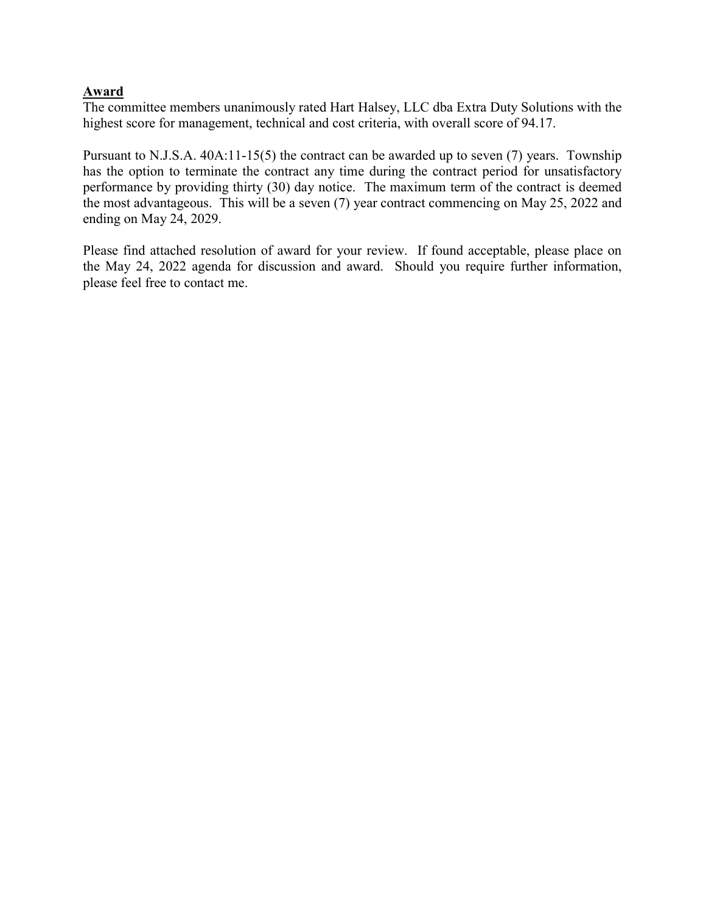## **Award**

The committee members unanimously rated Hart Halsey, LLC dba Extra Duty Solutions with the highest score for management, technical and cost criteria, with overall score of 94.17.

Pursuant to N.J.S.A. 40A:11-15(5) the contract can be awarded up to seven (7) years. Township has the option to terminate the contract any time during the contract period for unsatisfactory performance by providing thirty (30) day notice. The maximum term of the contract is deemed the most advantageous. This will be a seven (7) year contract commencing on May 25, 2022 and ending on May 24, 2029.

Please find attached resolution of award for your review. If found acceptable, please place on the May 24, 2022 agenda for discussion and award. Should you require further information, please feel free to contact me.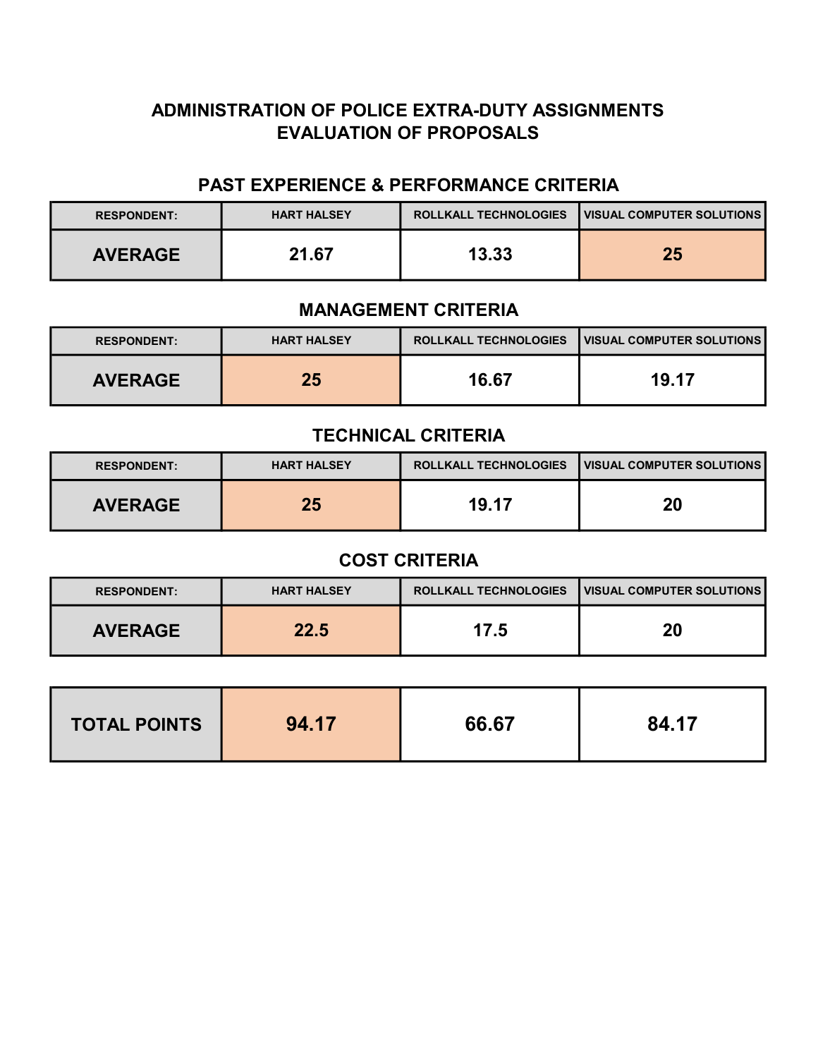# ADMINISTRATION OF POLICE EXTRA-DUTY ASSIGNMENTS
# EVALUATION OF PROPOSALS

## PAST EXPERIENCE & PERFORMANCE CRITERIA

| RESPONDENT: | HART HALSEY | ROLLKALL TECHNOLOGIES | VISUAL COMPUTER SOLUTIONS |
|---|---|---|---|
| **AVERAGE** | 21.67 | 13.33 | 25 |

## MANAGEMENT CRITERIA

| RESPONDENT: | HART HALSEY | ROLLKALL TECHNOLOGIES | VISUAL COMPUTER SOLUTIONS |
|---|---|---|---|
| **AVERAGE** | 25 | 16.67 | 19.17 |

## TECHNICAL CRITERIA

| RESPONDENT: | HART HALSEY | ROLLKALL TECHNOLOGIES | VISUAL COMPUTER SOLUTIONS |
|---|---|---|---|
| **AVERAGE** | 25 | 19.17 | 20 |

## COST CRITERIA

| RESPONDENT: | HART HALSEY | ROLLKALL TECHNOLOGIES | VISUAL COMPUTER SOLUTIONS |
|---|---|---|---|
| **AVERAGE** | 22.5 | 17.5 | 20 |

| | | | |
|---|---|---|---|
| **TOTAL POINTS** | 94.17 | 66.67 | 84.17 |